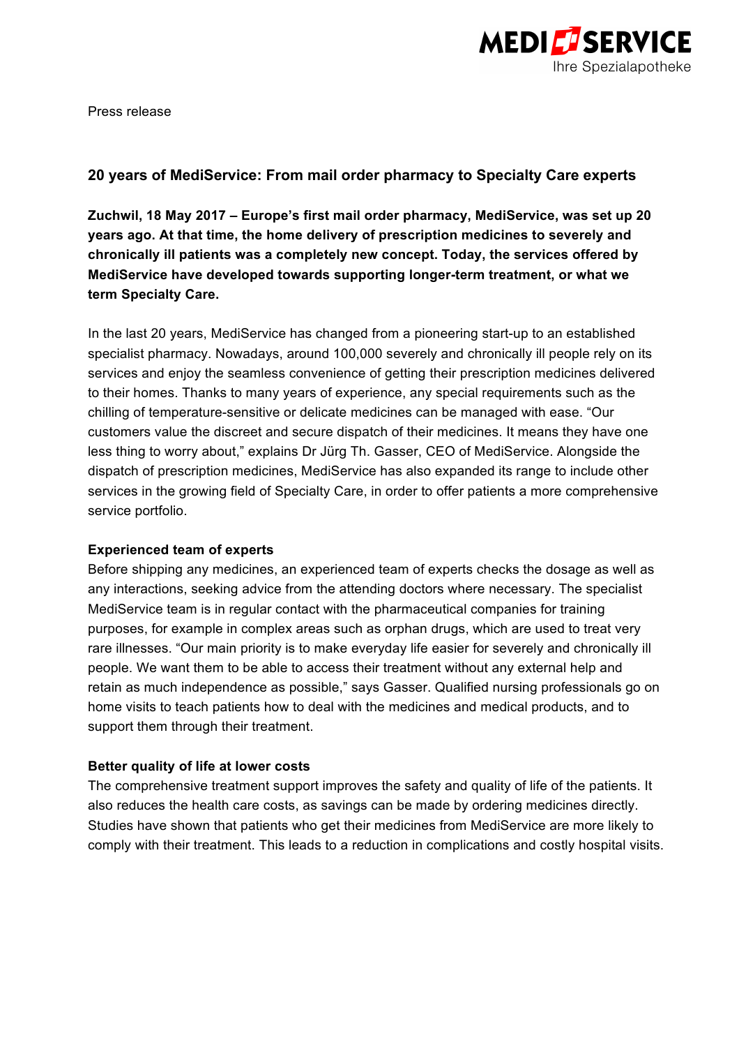Press release

## 20 years of MediService: From mail order pharmacy to Specialty Care experts

**Zuchwil, 18 May 2017 – Europe's first mail order pharmacy, MediService, was set up 20 years ago. At that time, the home delivery of prescription medicines to severely and chronically ill patients was a completely new concept. Today, the services offered by MediService have developed towards supporting longer-term treatment, or what we term Specialty Care.**

In the last 20 years, MediService has changed from a pioneering start-up to an established specialist pharmacy. Nowadays, around 100,000 severely and chronically ill people rely on its services and enjoy the seamless convenience of getting their prescription medicines delivered to their homes. Thanks to many years of experience, any special requirements such as the chilling of temperature-sensitive or delicate medicines can be managed with ease. "Our customers value the discreet and secure dispatch of their medicines. It means they have one less thing to worry about," explains Dr Jürg Th. Gasser, CEO of MediService. Alongside the dispatch of prescription medicines, MediService has also expanded its range to include other services in the growing field of Specialty Care, in order to offer patients a more comprehensive service portfolio.

**Experienced team of experts**

Before shipping any medicines, an experienced team of experts checks the dosage as well as any interactions, seeking advice from the attending doctors where necessary. The specialist MediService team is in regular contact with the pharmaceutical companies for training purposes, for example in complex areas such as orphan drugs, which are used to treat very rare illnesses. "Our main priority is to make everyday life easier for severely and chronically ill people. We want them to be able to access their treatment without any external help and retain as much independence as possible," says Gasser. Qualified nursing professionals go on home visits to teach patients how to deal with the medicines and medical products, and to support them through their treatment.

**Better quality of life at lower costs**

The comprehensive treatment support improves the safety and quality of life of the patients. It also reduces the health care costs, as savings can be made by ordering medicines directly. Studies have shown that patients who get their medicines from MediService are more likely to comply with their treatment. This leads to a reduction in complications and costly hospital visits.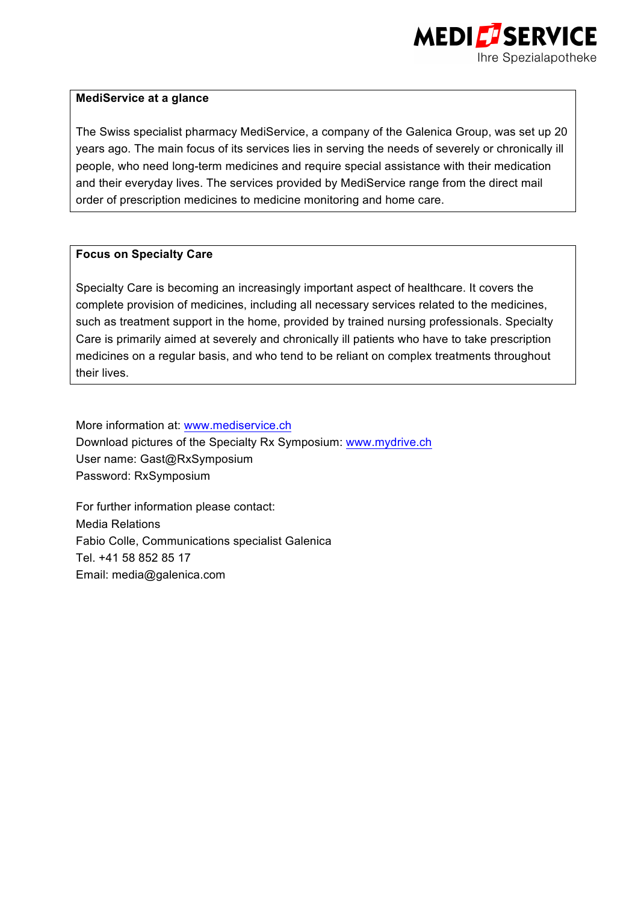**MediService at a glance**

The Swiss specialist pharmacy MediService, a company of the Galenica Group, was set up 20 years ago. The main focus of its services lies in serving the needs of severely or chronically ill people, who need long-term medicines and require special assistance with their medication and their everyday lives. The services provided by MediService range from the direct mail order of prescription medicines to medicine monitoring and home care.

**Focus on Specialty Care**

Specialty Care is becoming an increasingly important aspect of healthcare. It covers the complete provision of medicines, including all necessary services related to the medicines, such as treatment support in the home, provided by trained nursing professionals. Specialty Care is primarily aimed at severely and chronically ill patients who have to take prescription medicines on a regular basis, and who tend to be reliant on complex treatments throughout their lives.

More information at: www.mediservice.ch
Download pictures of the Specialty Rx Symposium: www.mydrive.ch
User name: Gast@RxSymposium
Password: RxSymposium

For further information please contact:
Media Relations
Fabio Colle, Communications specialist Galenica
Tel. +41 58 852 85 17
Email: media@galenica.com